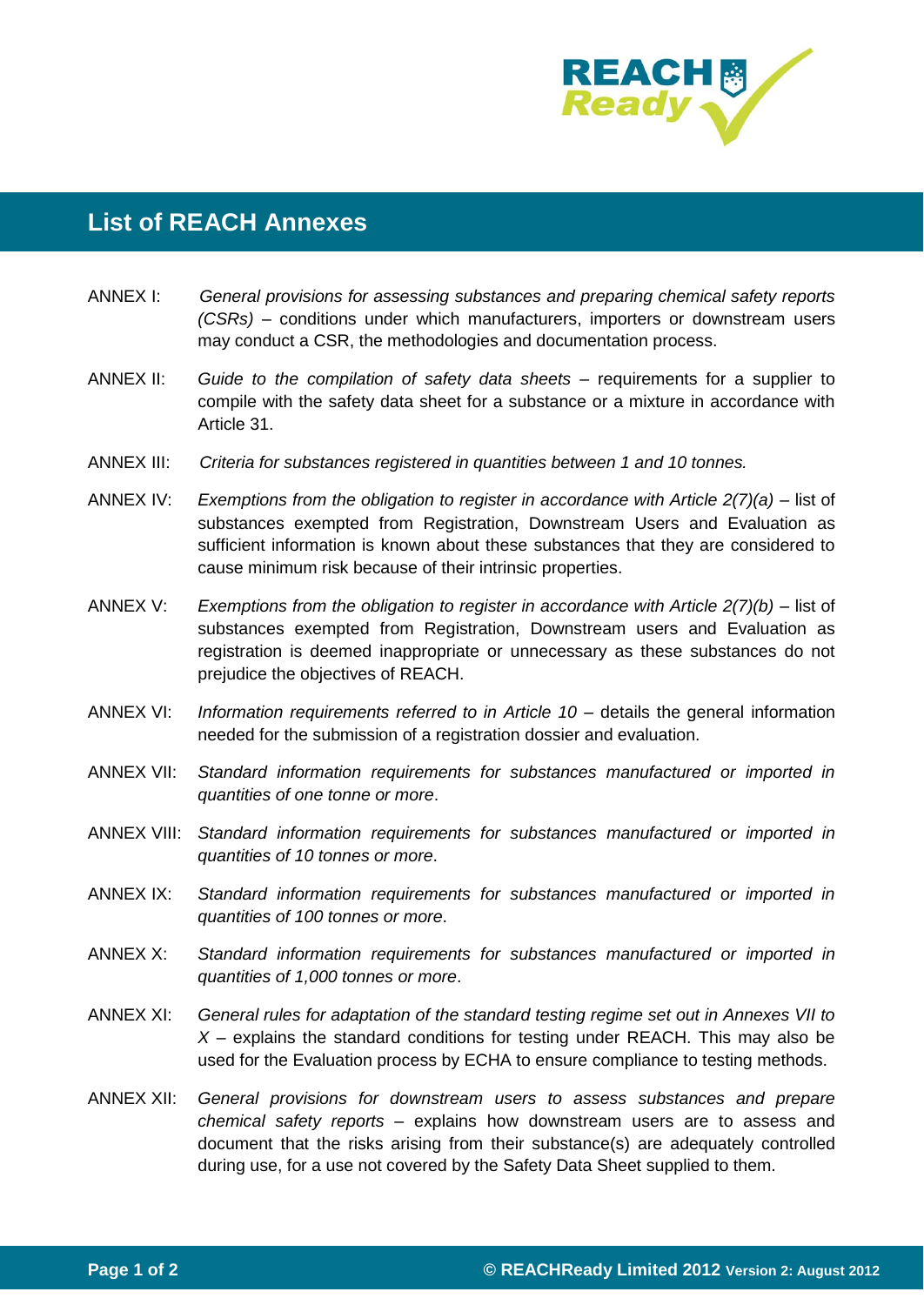# List of REACH Annexes

ANNEX I: *General provisions for assessing substances and preparing chemical safety reports (CSRs)* – conditions under which manufacturers, importers or downstream users may conduct a CSR, the methodologies and documentation process.

ANNEX II: *Guide to the compilation of safety data sheets* – requirements for a supplier to compile with the safety data sheet for a substance or a mixture in accordance with Article 31.

ANNEX III: *Criteria for substances registered in quantities between 1 and 10 tonnes.*

ANNEX IV: *Exemptions from the obligation to register in accordance with Article 2(7)(a)* – list of substances exempted from Registration, Downstream Users and Evaluation as sufficient information is known about these substances that they are considered to cause minimum risk because of their intrinsic properties.

ANNEX V: *Exemptions from the obligation to register in accordance with Article 2(7)(b)* – list of substances exempted from Registration, Downstream users and Evaluation as registration is deemed inappropriate or unnecessary as these substances do not prejudice the objectives of REACH.

ANNEX VI: *Information requirements referred to in Article 10* – details the general information needed for the submission of a registration dossier and evaluation.

ANNEX VII: *Standard information requirements for substances manufactured or imported in quantities of one tonne or more*.

ANNEX VIII: *Standard information requirements for substances manufactured or imported in quantities of 10 tonnes or more*.

ANNEX IX: *Standard information requirements for substances manufactured or imported in quantities of 100 tonnes or more*.

ANNEX X: *Standard information requirements for substances manufactured or imported in quantities of 1,000 tonnes or more*.

ANNEX XI: *General rules for adaptation of the standard testing regime set out in Annexes VII to X* – explains the standard conditions for testing under REACH. This may also be used for the Evaluation process by ECHA to ensure compliance to testing methods.

ANNEX XII: *General provisions for downstream users to assess substances and prepare chemical safety reports* – explains how downstream users are to assess and document that the risks arising from their substance(s) are adequately controlled during use, for a use not covered by the Safety Data Sheet supplied to them.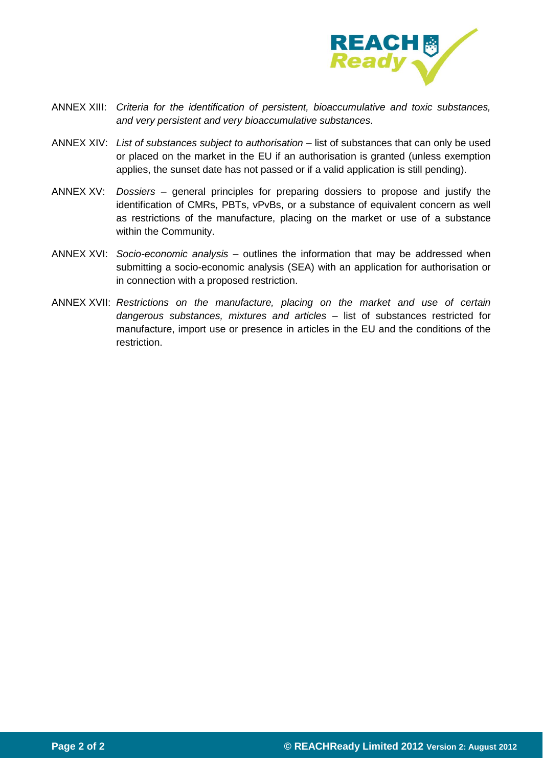ANNEX XIII: *Criteria for the identification of persistent, bioaccumulative and toxic substances, and very persistent and very bioaccumulative substances*.

ANNEX XIV: *List of substances subject to authorisation* – list of substances that can only be used or placed on the market in the EU if an authorisation is granted (unless exemption applies, the sunset date has not passed or if a valid application is still pending).

ANNEX XV: *Dossiers* – general principles for preparing dossiers to propose and justify the identification of CMRs, PBTs, vPvBs, or a substance of equivalent concern as well as restrictions of the manufacture, placing on the market or use of a substance within the Community.

ANNEX XVI: *Socio-economic analysis* – outlines the information that may be addressed when submitting a socio-economic analysis (SEA) with an application for authorisation or in connection with a proposed restriction.

ANNEX XVII: *Restrictions on the manufacture, placing on the market and use of certain dangerous substances, mixtures and articles* – list of substances restricted for manufacture, import use or presence in articles in the EU and the conditions of the restriction.